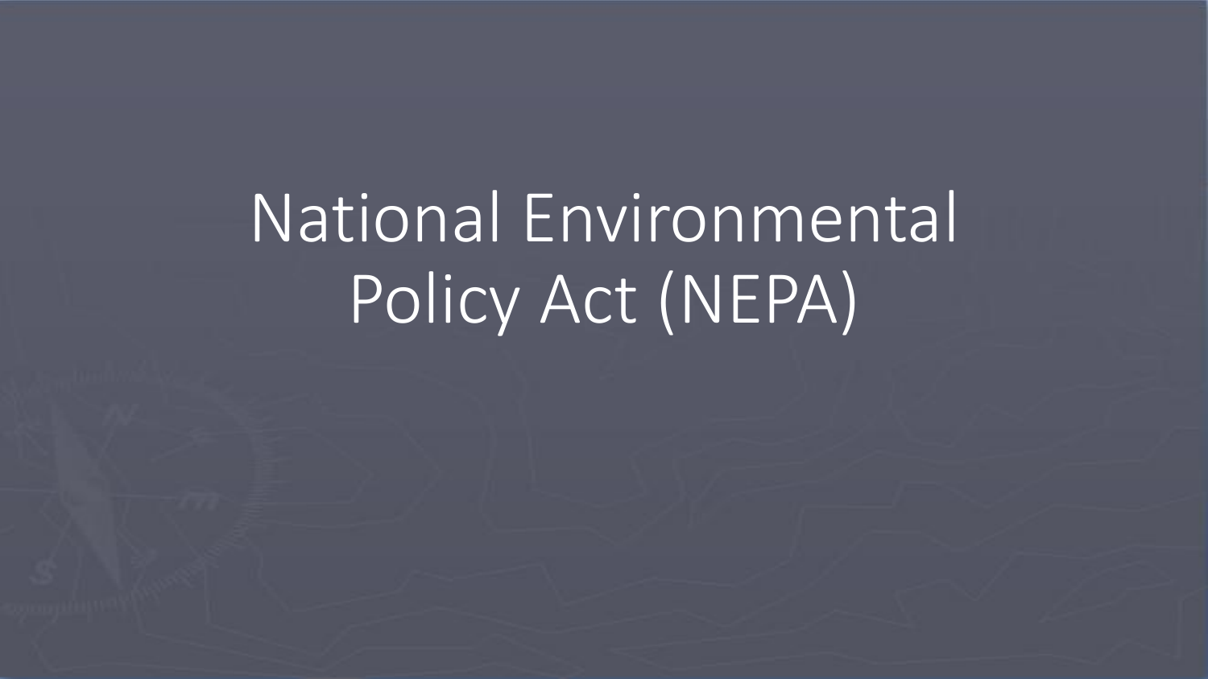# National Environmental Policy Act (NEPA)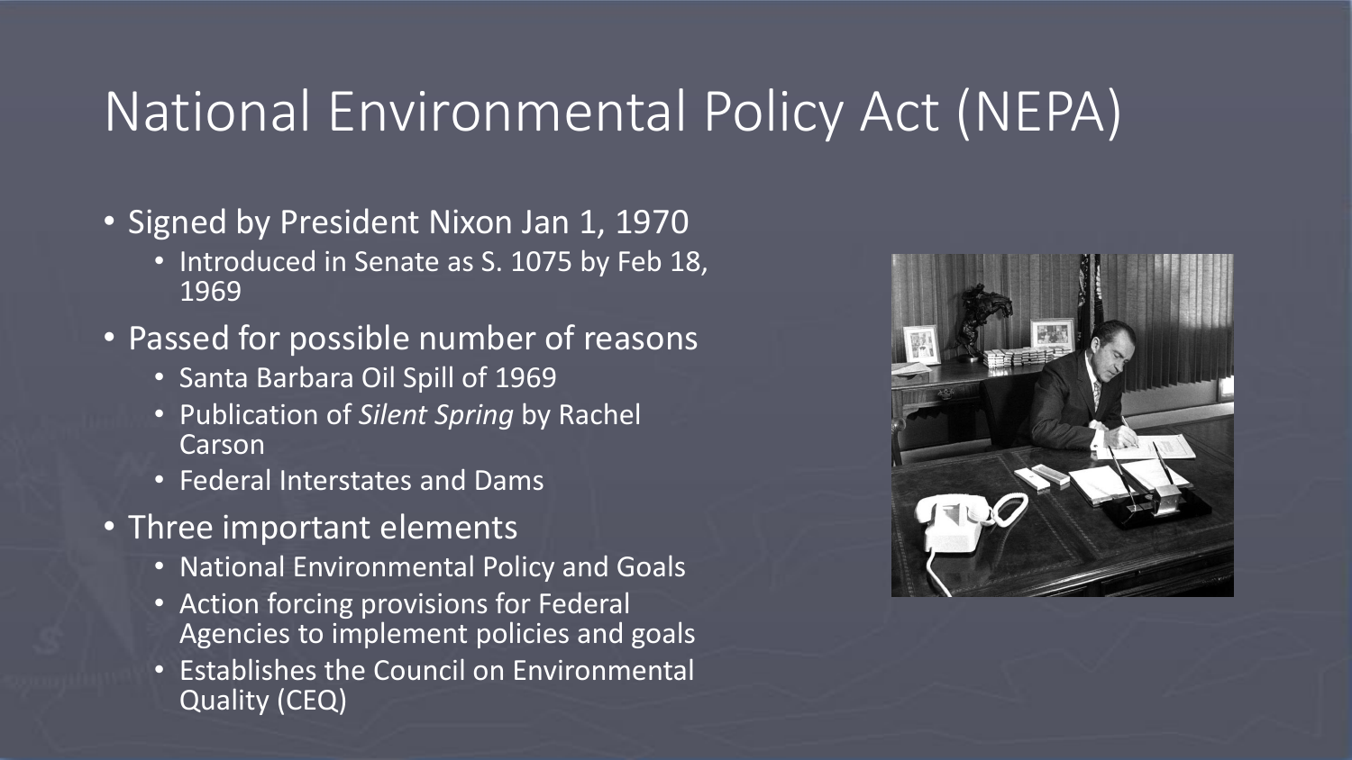# National Environmental Policy Act (NEPA)

- Signed by President Nixon Jan 1, 1970
  - Introduced in Senate as S. 1075 by Feb 18, 1969
- Passed for possible number of reasons
  - Santa Barbara Oil Spill of 1969
  - Publication of *Silent Spring* by Rachel Carson
  - Federal Interstates and Dams
- Three important elements
  - National Environmental Policy and Goals
  - Action forcing provisions for Federal Agencies to implement policies and goals
  - Establishes the Council on Environmental Quality (CEQ)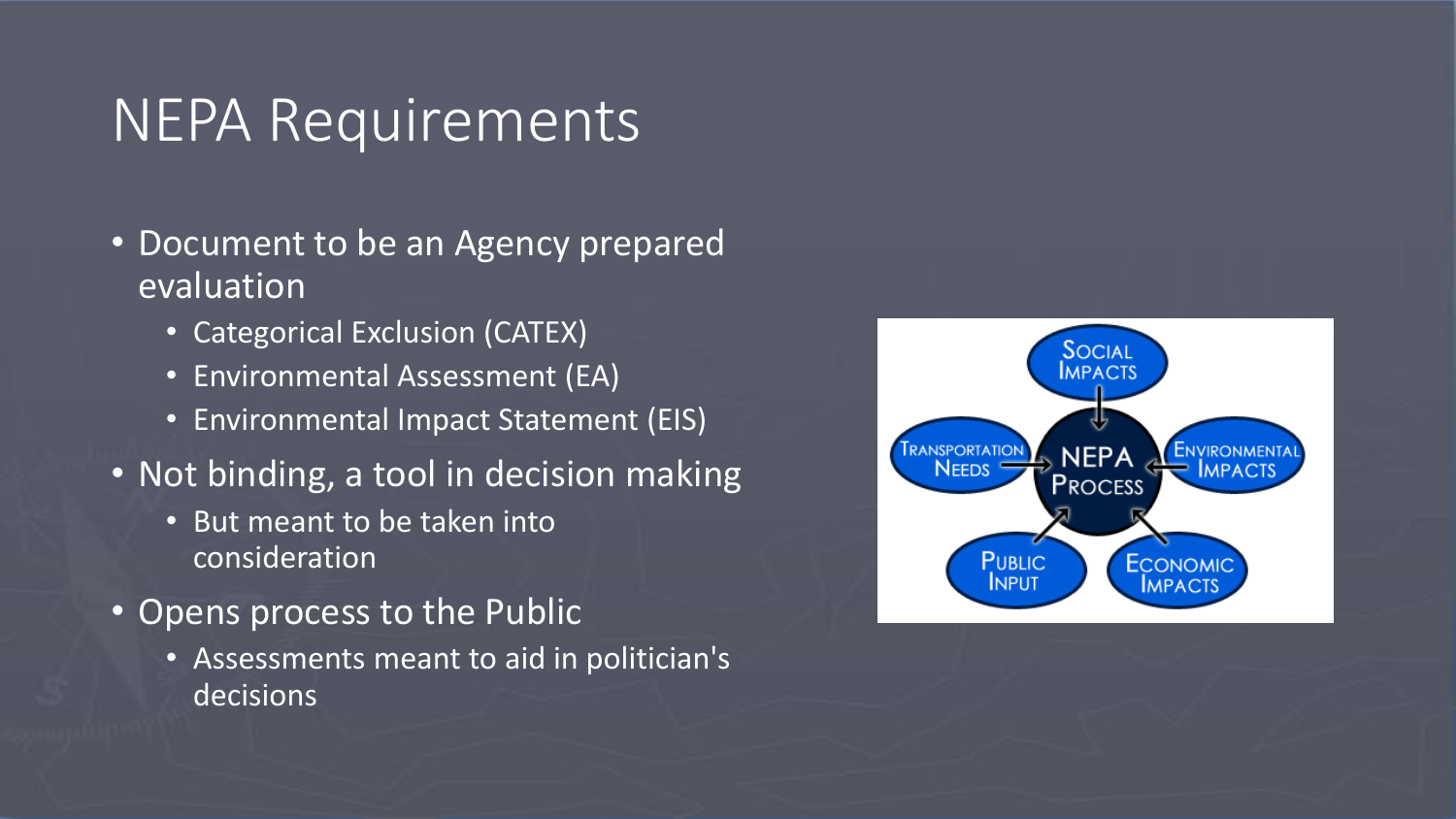# NEPA Requirements

- Document to be an Agency prepared evaluation
  - Categorical Exclusion (CATEX)
  - Environmental Assessment (EA)
  - Environmental Impact Statement (EIS)
- Not binding, a tool in decision making
  - But meant to be taken into consideration
- Opens process to the Public
  - Assessments meant to aid in politician's decisions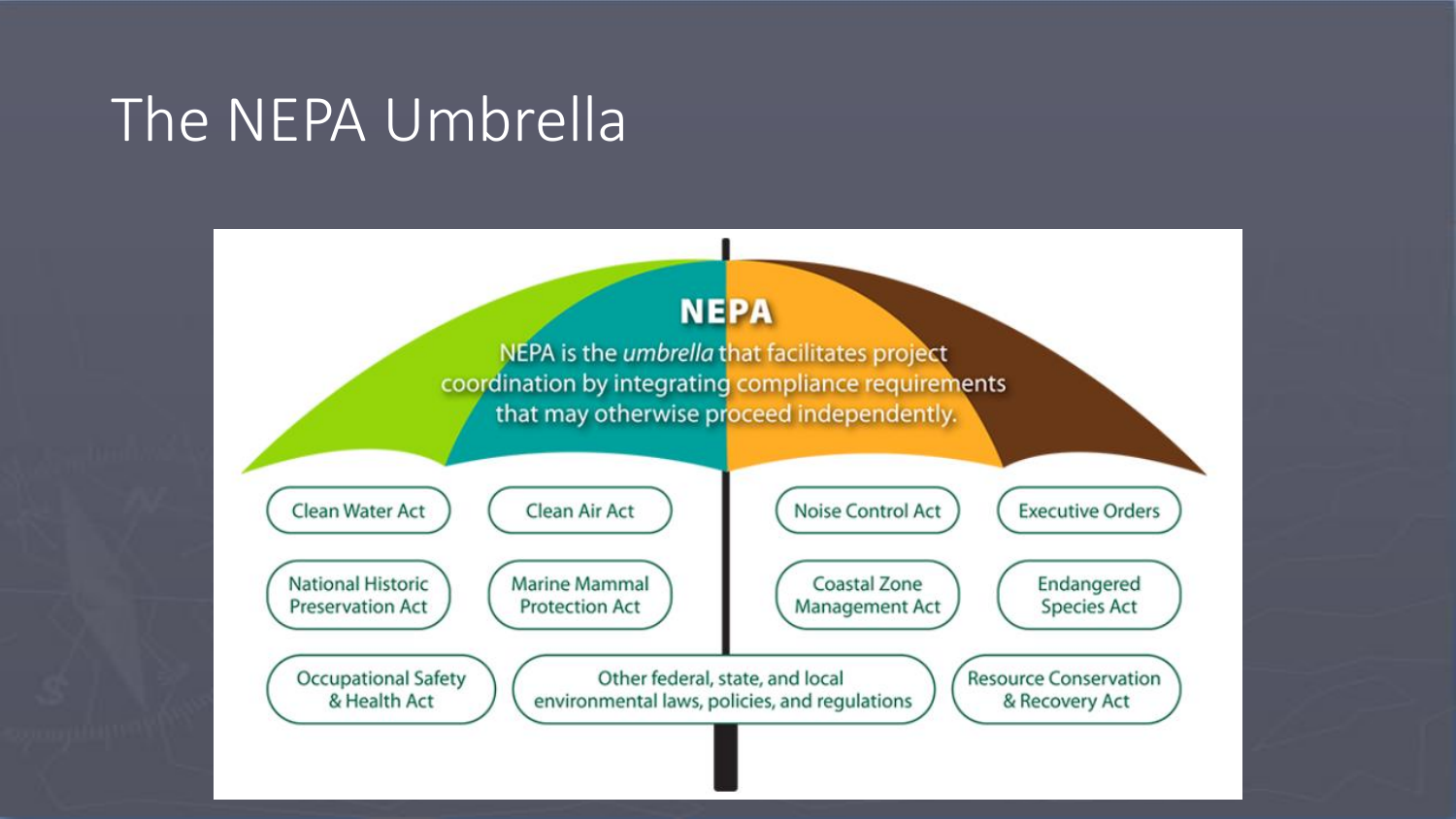# The NEPA Umbrella

## NEPA

NEPA is the *umbrella* that facilitates project coordination by integrating compliance requirements that may otherwise proceed independently.

- Clean Water Act
- Clean Air Act
- Noise Control Act
- Executive Orders
- National Historic Preservation Act
- Marine Mammal Protection Act
- Coastal Zone Management Act
- Endangered Species Act
- Occupational Safety & Health Act
- Other federal, state, and local environmental laws, policies, and regulations
- Resource Conservation & Recovery Act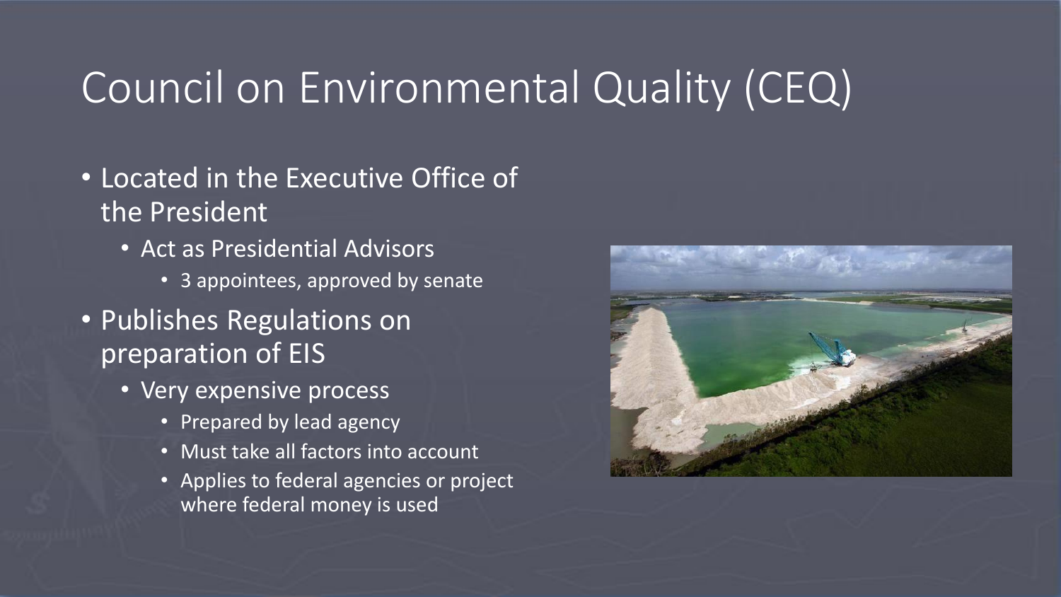# Council on Environmental Quality (CEQ)

- Located in the Executive Office of the President
  - Act as Presidential Advisors
    - 3 appointees, approved by senate
- Publishes Regulations on preparation of EIS
  - Very expensive process
    - Prepared by lead agency
    - Must take all factors into account
    - Applies to federal agencies or project where federal money is used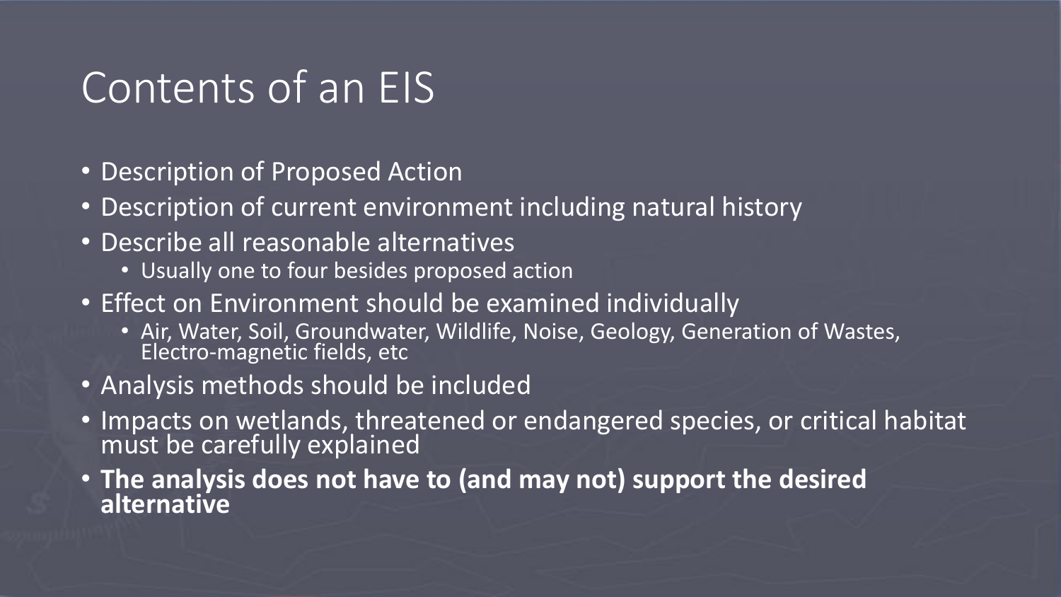# Contents of an EIS

- Description of Proposed Action
- Description of current environment including natural history
- Describe all reasonable alternatives
  - Usually one to four besides proposed action
- Effect on Environment should be examined individually
  - Air, Water, Soil, Groundwater, Wildlife, Noise, Geology, Generation of Wastes, Electro-magnetic fields, etc
- Analysis methods should be included
- Impacts on wetlands, threatened or endangered species, or critical habitat must be carefully explained
- **The analysis does not have to (and may not) support the desired alternative**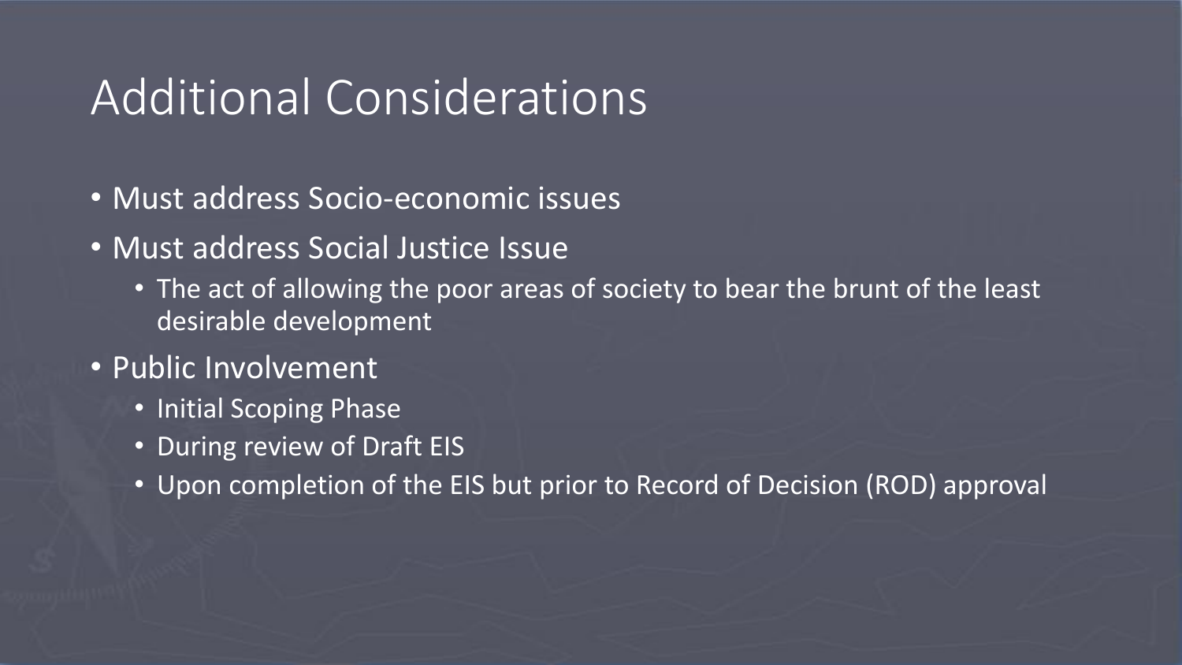# Additional Considerations

- Must address Socio-economic issues
- Must address Social Justice Issue
  - The act of allowing the poor areas of society to bear the brunt of the least desirable development
- Public Involvement
  - Initial Scoping Phase
  - During review of Draft EIS
  - Upon completion of the EIS but prior to Record of Decision (ROD) approval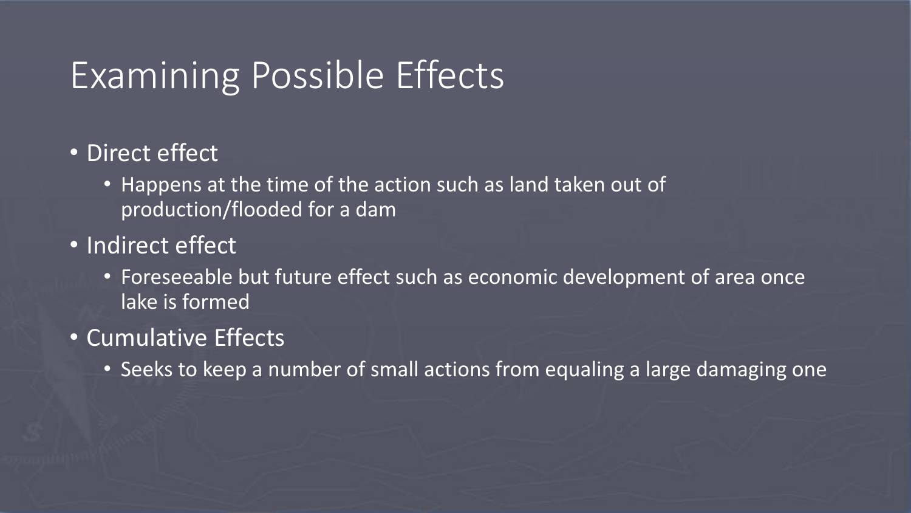# Examining Possible Effects

- Direct effect
  - Happens at the time of the action such as land taken out of production/flooded for a dam
- Indirect effect
  - Foreseeable but future effect such as economic development of area once lake is formed
- Cumulative Effects
  - Seeks to keep a number of small actions from equaling a large damaging one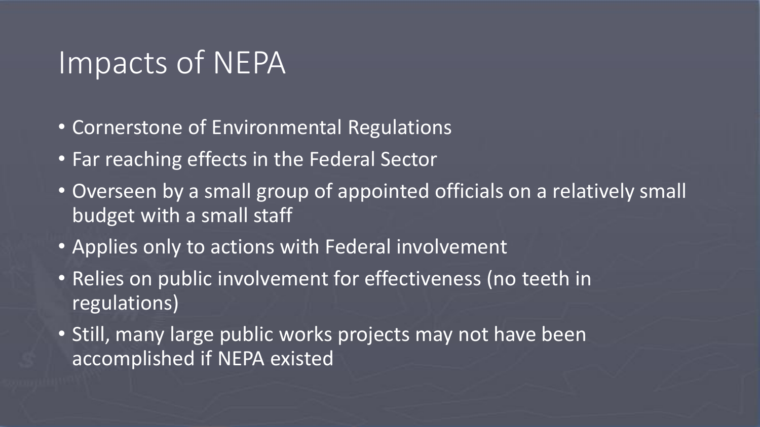# Impacts of NEPA

- Cornerstone of Environmental Regulations
- Far reaching effects in the Federal Sector
- Overseen by a small group of appointed officials on a relatively small budget with a small staff
- Applies only to actions with Federal involvement
- Relies on public involvement for effectiveness (no teeth in regulations)
- Still, many large public works projects may not have been accomplished if NEPA existed